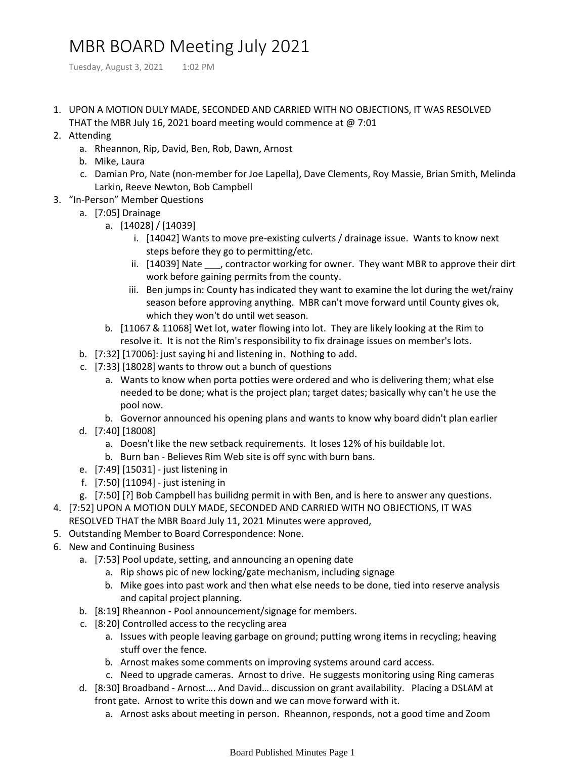# MBR BOARD Meeting July 2021

Tuesday, August 3, 2021 1:02 PM

1. UPON A MOTION DULY MADE, SECONDED AND CARRIED WITH NO OBJECTIONS, IT WAS RESOLVED THAT the MBR July 16, 2021 board meeting would commence at @ 7:01
2. Attending
   a. Rheannon, Rip, David, Ben, Rob, Dawn, Arnost
   b. Mike, Laura
   c. Damian Pro, Nate (non-member for Joe Lapella), Dave Clements, Roy Massie, Brian Smith, Melinda Larkin, Reeve Newton, Bob Campbell
3. "In-Person" Member Questions
   a. [7:05] Drainage
      a. [14028] / [14039]
         i. [14042] Wants to move pre-existing culverts / drainage issue. Wants to know next steps before they go to permitting/etc.
         ii. [14039] Nate ___, contractor working for owner. They want MBR to approve their dirt work before gaining permits from the county.
         iii. Ben jumps in: County has indicated they want to examine the lot during the wet/rainy season before approving anything. MBR can't move forward until County gives ok, which they won't do until wet season.
      b. [11067 & 11068] Wet lot, water flowing into lot. They are likely looking at the Rim to resolve it. It is not the Rim's responsibility to fix drainage issues on member's lots.
   b. [7:32] [17006]: just saying hi and listening in. Nothing to add.
   c. [7:33] [18028] wants to throw out a bunch of questions
      a. Wants to know when porta potties were ordered and who is delivering them; what else needed to be done; what is the project plan; target dates; basically why can't he use the pool now.
      b. Governor announced his opening plans and wants to know why board didn't plan earlier
   d. [7:40] [18008]
      a. Doesn't like the new setback requirements. It loses 12% of his buildable lot.
      b. Burn ban - Believes Rim Web site is off sync with burn bans.
   e. [7:49] [15031] - just listening in
   f. [7:50] [11094] - just istening in
   g. [7:50] [?] Bob Campbell has builidng permit in with Ben, and is here to answer any questions.
4. [7:52] UPON A MOTION DULY MADE, SECONDED AND CARRIED WITH NO OBJECTIONS, IT WAS RESOLVED THAT the MBR Board July 11, 2021 Minutes were approved,
5. Outstanding Member to Board Correspondence: None.
6. New and Continuing Business
   a. [7:53] Pool update, setting, and announcing an opening date
      a. Rip shows pic of new locking/gate mechanism, including signage
      b. Mike goes into past work and then what else needs to be done, tied into reserve analysis and capital project planning.
   b. [8:19] Rheannon - Pool announcement/signage for members.
   c. [8:20] Controlled access to the recycling area
      a. Issues with people leaving garbage on ground; putting wrong items in recycling; heaving stuff over the fence.
      b. Arnost makes some comments on improving systems around card access.
      c. Need to upgrade cameras. Arnost to drive. He suggests monitoring using Ring cameras
   d. [8:30] Broadband - Arnost…. And David… discussion on grant availability. Placing a DSLAM at front gate. Arnost to write this down and we can move forward with it.
      a. Arnost asks about meeting in person. Rheannon, responds, not a good time and Zoom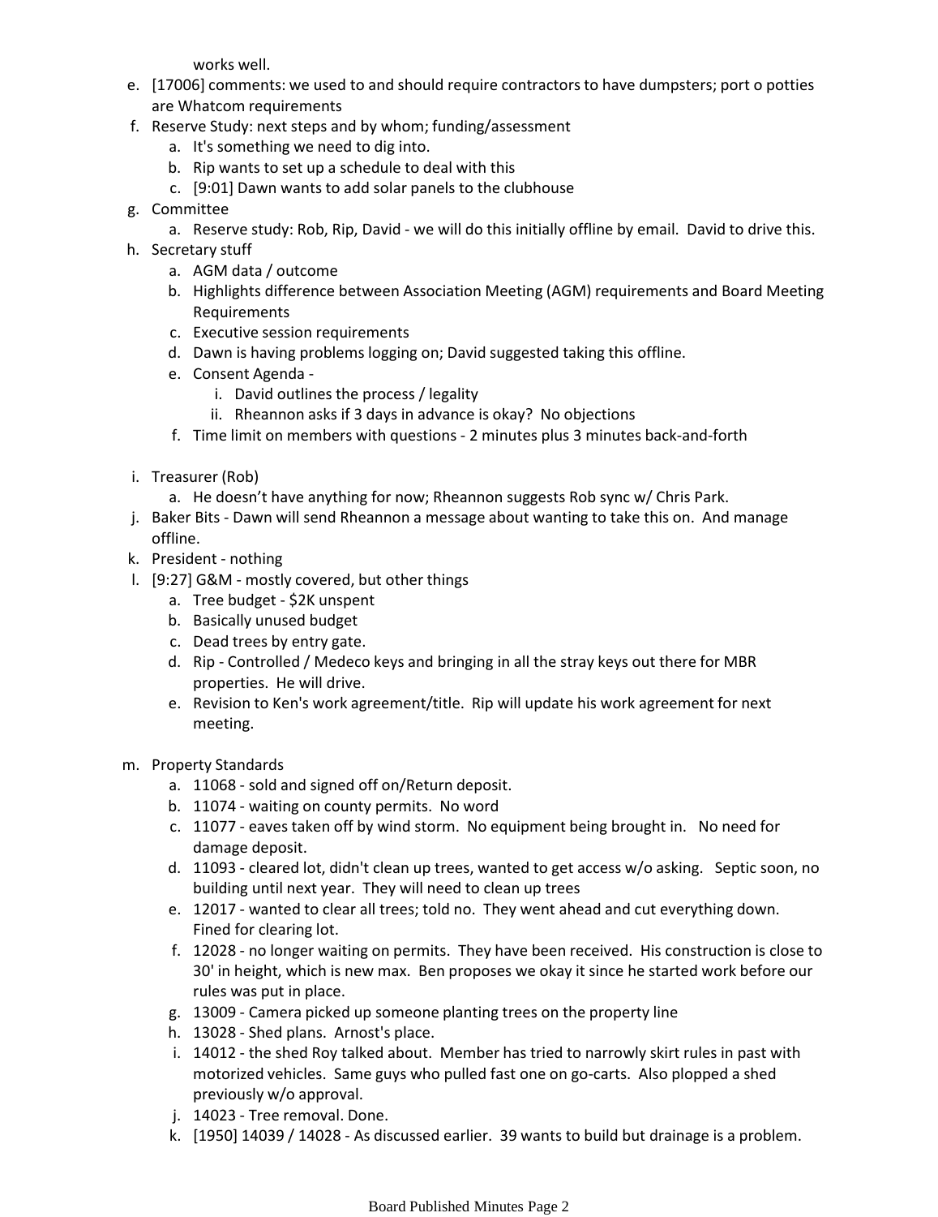works well.

e. [17006] comments: we used to and should require contractors to have dumpsters; port o potties are Whatcom requirements
f. Reserve Study: next steps and by whom; funding/assessment
    a. It's something we need to dig into.
    b. Rip wants to set up a schedule to deal with this
    c. [9:01] Dawn wants to add solar panels to the clubhouse
g. Committee
    a. Reserve study: Rob, Rip, David - we will do this initially offline by email. David to drive this.
h. Secretary stuff
    a. AGM data / outcome
    b. Highlights difference between Association Meeting (AGM) requirements and Board Meeting Requirements
    c. Executive session requirements
    d. Dawn is having problems logging on; David suggested taking this offline.
    e. Consent Agenda -
        i. David outlines the process / legality
        ii. Rheannon asks if 3 days in advance is okay? No objections
    f. Time limit on members with questions - 2 minutes plus 3 minutes back-and-forth

i. Treasurer (Rob)
    a. He doesn't have anything for now; Rheannon suggests Rob sync w/ Chris Park.
j. Baker Bits - Dawn will send Rheannon a message about wanting to take this on. And manage offline.
k. President - nothing
l. [9:27] G&M - mostly covered, but other things
    a. Tree budget - $2K unspent
    b. Basically unused budget
    c. Dead trees by entry gate.
    d. Rip - Controlled / Medeco keys and bringing in all the stray keys out there for MBR properties. He will drive.
    e. Revision to Ken's work agreement/title. Rip will update his work agreement for next meeting.

m. Property Standards
    a. 11068 - sold and signed off on/Return deposit.
    b. 11074 - waiting on county permits. No word
    c. 11077 - eaves taken off by wind storm. No equipment being brought in. No need for damage deposit.
    d. 11093 - cleared lot, didn't clean up trees, wanted to get access w/o asking. Septic soon, no building until next year. They will need to clean up trees
    e. 12017 - wanted to clear all trees; told no. They went ahead and cut everything down. Fined for clearing lot.
    f. 12028 - no longer waiting on permits. They have been received. His construction is close to 30' in height, which is new max. Ben proposes we okay it since he started work before our rules was put in place.
    g. 13009 - Camera picked up someone planting trees on the property line
    h. 13028 - Shed plans. Arnost's place.
    i. 14012 - the shed Roy talked about. Member has tried to narrowly skirt rules in past with motorized vehicles. Same guys who pulled fast one on go-carts. Also plopped a shed previously w/o approval.
    j. 14023 - Tree removal. Done.
    k. [1950] 14039 / 14028 - As discussed earlier. 39 wants to build but drainage is a problem.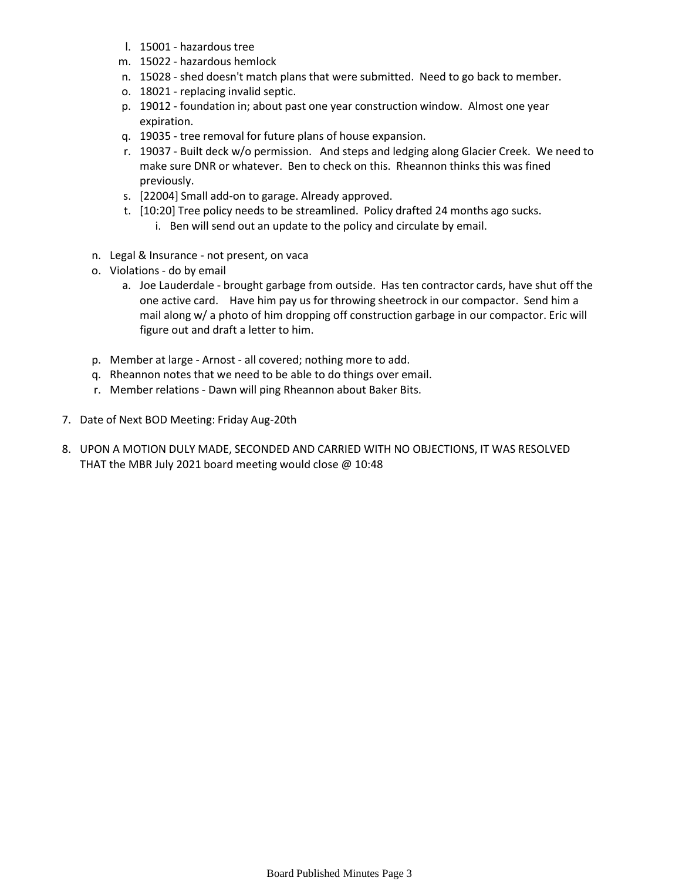l. 15001 - hazardous tree
m. 15022 - hazardous hemlock
n. 15028 - shed doesn't match plans that were submitted. Need to go back to member.
o. 18021 - replacing invalid septic.
p. 19012 - foundation in; about past one year construction window. Almost one year expiration.
q. 19035 - tree removal for future plans of house expansion.
r. 19037 - Built deck w/o permission. And steps and ledging along Glacier Creek. We need to make sure DNR or whatever. Ben to check on this. Rheannon thinks this was fined previously.
s. [22004] Small add-on to garage. Already approved.
t. [10:20] Tree policy needs to be streamlined. Policy drafted 24 months ago sucks.
    i. Ben will send out an update to the policy and circulate by email.

n. Legal & Insurance - not present, on vaca
o. Violations - do by email
    a. Joe Lauderdale - brought garbage from outside. Has ten contractor cards, have shut off the one active card. Have him pay us for throwing sheetrock in our compactor. Send him a mail along w/ a photo of him dropping off construction garbage in our compactor. Eric will figure out and draft a letter to him.

p. Member at large - Arnost - all covered; nothing more to add.
q. Rheannon notes that we need to be able to do things over email.
r. Member relations - Dawn will ping Rheannon about Baker Bits.

7. Date of Next BOD Meeting: Friday Aug-20th

8. UPON A MOTION DULY MADE, SECONDED AND CARRIED WITH NO OBJECTIONS, IT WAS RESOLVED THAT the MBR July 2021 board meeting would close @ 10:48